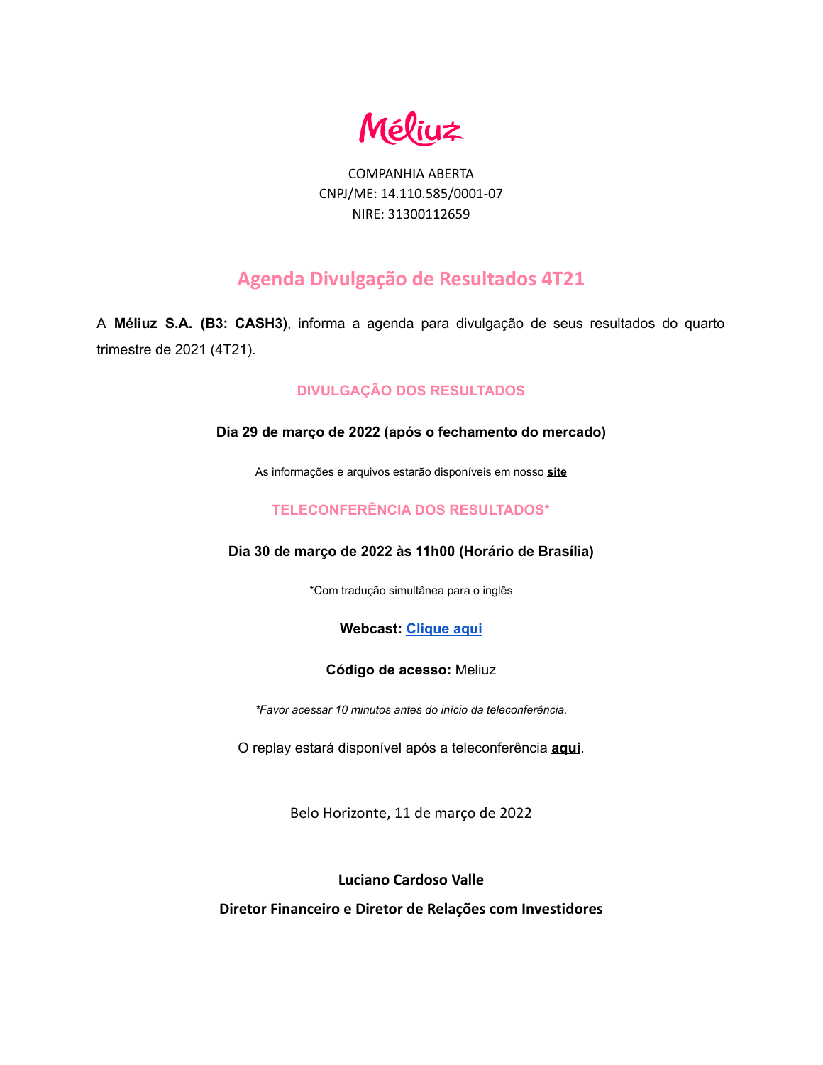Méliuz

COMPANHIA ABERTA
CNPJ/ME: 14.110.585/0001-07
NIRE: 31300112659

# Agenda Divulgação de Resultados 4T21

A **Méliuz S.A. (B3: CASH3)**, informa a agenda para divulgação de seus resultados do quarto trimestre de 2021 (4T21).

## DIVULGAÇÃO DOS RESULTADOS

**Dia 29 de março de 2022 (após o fechamento do mercado)**

As informações e arquivos estarão disponíveis em nosso **site**

## TELECONFERÊNCIA DOS RESULTADOS*

**Dia 30 de março de 2022 às 11h00 (Horário de Brasília)**

*Com tradução simultânea para o inglês

**Webcast:** **Clique aqui**

**Código de acesso:** Meliuz

*\*Favor acessar 10 minutos antes do início da teleconferência.*

O replay estará disponível após a teleconferência **aqui**.

Belo Horizonte, 11 de março de 2022

**Luciano Cardoso Valle**

**Diretor Financeiro e Diretor de Relações com Investidores**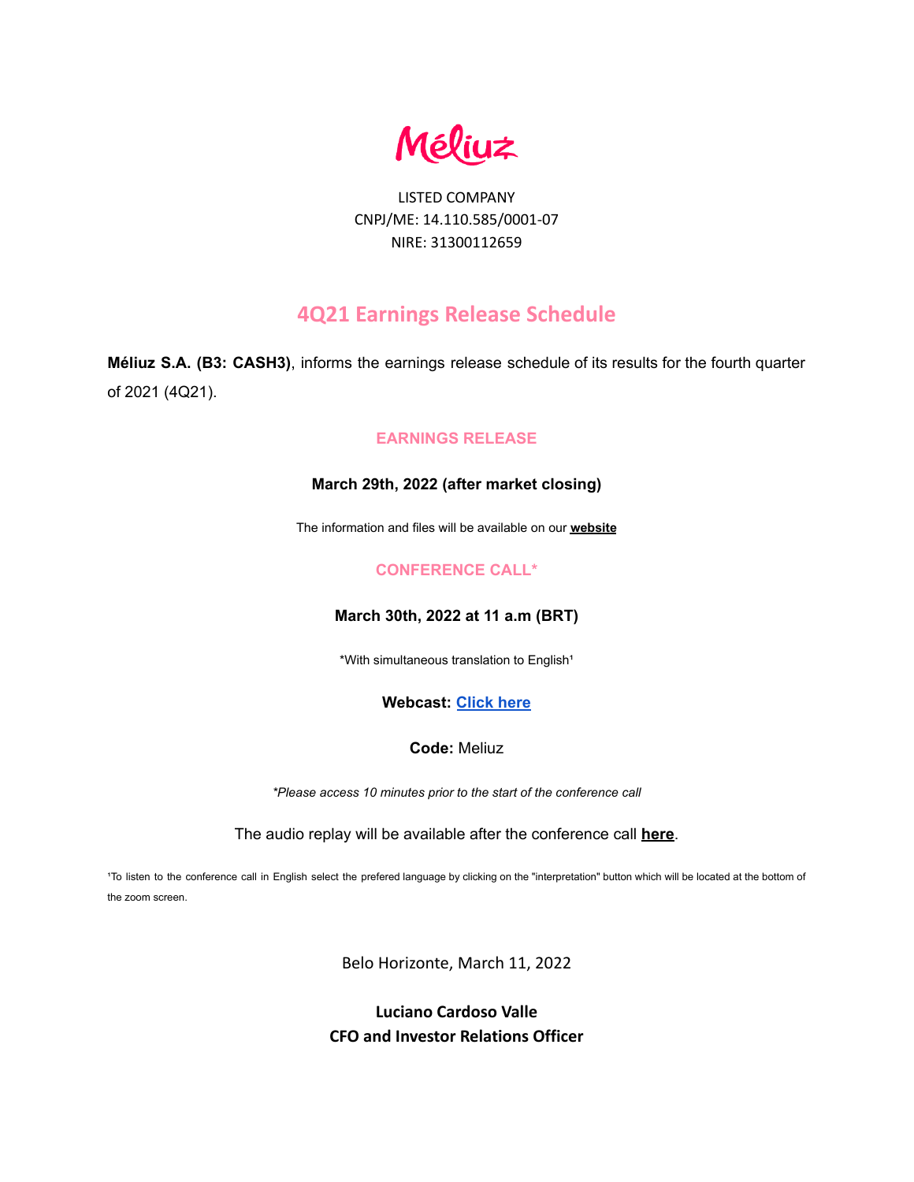Méliuz

LISTED COMPANY
CNPJ/ME: 14.110.585/0001-07
NIRE: 31300112659

# 4Q21 Earnings Release Schedule

**Méliuz S.A. (B3: CASH3)**, informs the earnings release schedule of its results for the fourth quarter of 2021 (4Q21).

## EARNINGS RELEASE

**March 29th, 2022 (after market closing)**

The information and files will be available on our **website**

## CONFERENCE CALL*

**March 30th, 2022 at 11 a.m (BRT)**

*With simultaneous translation to English[1]

**Webcast: Click here**

**Code:** Meliuz

*\*Please access 10 minutes prior to the start of the conference call*

The audio replay will be available after the conference call **here**.

[1]To listen to the conference call in English select the prefered language by clicking on the "interpretation" button which will be located at the bottom of the zoom screen.

Belo Horizonte, March 11, 2022

**Luciano Cardoso Valle**
**CFO and Investor Relations Officer**